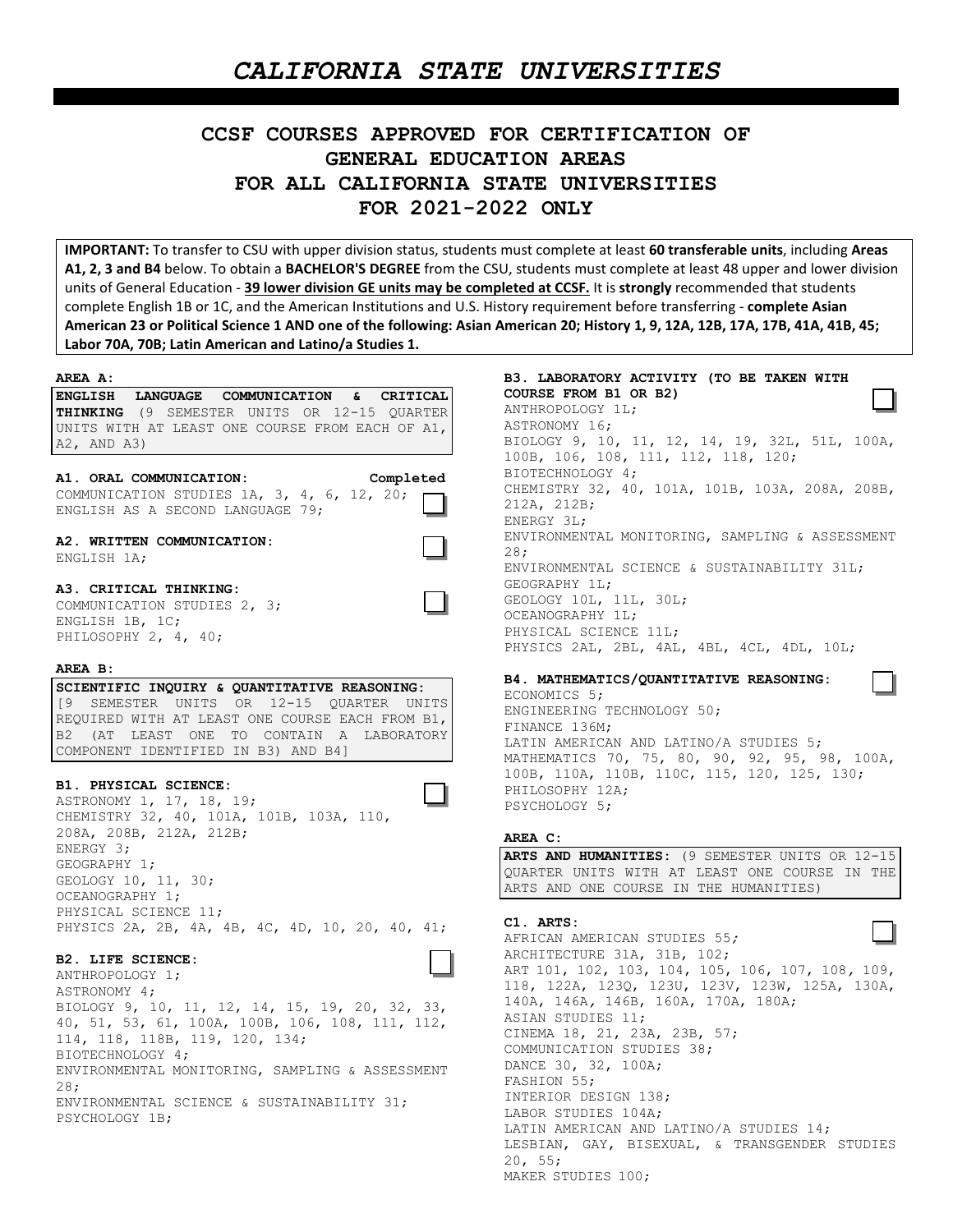# CALIFORNIA STATE UNIVERSITIES

## CCSF COURSES APPROVED FOR CERTIFICATION OF GENERAL EDUCATION AREAS FOR ALL CALIFORNIA STATE UNIVERSITIES FOR 2021-2022 ONLY

**IMPORTANT:** To transfer to CSU with upper division status, students must complete at least **60 transferable units**, including **Areas A1, 2, 3 and B4** below. To obtain a **BACHELOR'S DEGREE** from the CSU, students must complete at least 48 upper and lower division units of General Education - **39 lower division GE units may be completed at CCSF.** It is **strongly** recommended that students complete English 1B or 1C, and the American Institutions and U.S. History requirement before transferring - **complete Asian American 23 or Political Science 1 AND one of the following: Asian American 20; History 1, 9, 12A, 12B, 17A, 17B, 41A, 41B, 45; Labor 70A, 70B; Latin American and Latino/a Studies 1.**

### AREA A:

**ENGLISH LANGUAGE COMMUNICATION & CRITICAL THINKING** (9 SEMESTER UNITS OR 12-15 QUARTER UNITS WITH AT LEAST ONE COURSE FROM EACH OF A1, A2, AND A3)

**A1. ORAL COMMUNICATION:** Completed ☐

COMMUNICATION STUDIES 1A, 3, 4, 6, 12, 20;
ENGLISH AS A SECOND LANGUAGE 79;

**A2. WRITTEN COMMUNICATION:** ☐

ENGLISH 1A;

**A3. CRITICAL THINKING:** ☐

COMMUNICATION STUDIES 2, 3;
ENGLISH 1B, 1C;
PHILOSOPHY 2, 4, 40;

### AREA B:

**SCIENTIFIC INQUIRY & QUANTITATIVE REASONING:** [9 SEMESTER UNITS OR 12-15 QUARTER UNITS REQUIRED WITH AT LEAST ONE COURSE EACH FROM B1, B2 (AT LEAST ONE TO CONTAIN A LABORATORY COMPONENT IDENTIFIED IN B3) AND B4]

**B1. PHYSICAL SCIENCE:** ☐

ASTRONOMY 1, 17, 18, 19;
CHEMISTRY 32, 40, 101A, 101B, 103A, 110, 208A, 208B, 212A, 212B;
ENERGY 3;
GEOGRAPHY 1;
GEOLOGY 10, 11, 30;
OCEANOGRAPHY 1;
PHYSICAL SCIENCE 11;
PHYSICS 2A, 2B, 4A, 4B, 4C, 4D, 10, 20, 40, 41;

**B2. LIFE SCIENCE:** ☐

ANTHROPOLOGY 1;
ASTRONOMY 4;
BIOLOGY 9, 10, 11, 12, 14, 15, 19, 20, 32, 33, 40, 51, 53, 61, 100A, 100B, 106, 108, 111, 112, 114, 118, 118B, 119, 120, 134;
BIOTECHNOLOGY 4;
ENVIRONMENTAL MONITORING, SAMPLING & ASSESSMENT 28;
ENVIRONMENTAL SCIENCE & SUSTAINABILITY 31;
PSYCHOLOGY 1B;

**B3. LABORATORY ACTIVITY (TO BE TAKEN WITH COURSE FROM B1 OR B2)** ☐

ANTHROPOLOGY 1L;
ASTRONOMY 16;
BIOLOGY 9, 10, 11, 12, 14, 19, 32L, 51L, 100A, 100B, 106, 108, 111, 112, 118, 120;
BIOTECHNOLOGY 4;
CHEMISTRY 32, 40, 101A, 101B, 103A, 208A, 208B, 212A, 212B;
ENERGY 3L;
ENVIRONMENTAL MONITORING, SAMPLING & ASSESSMENT 28;
ENVIRONMENTAL SCIENCE & SUSTAINABILITY 31L;
GEOGRAPHY 1L;
GEOLOGY 10L, 11L, 30L;
OCEANOGRAPHY 1L;
PHYSICAL SCIENCE 11L;
PHYSICS 2AL, 2BL, 4AL, 4BL, 4CL, 4DL, 10L;

**B4. MATHEMATICS/QUANTITATIVE REASONING:** ☐

ECONOMICS 5;
ENGINEERING TECHNOLOGY 50;
FINANCE 136M;
LATIN AMERICAN AND LATINO/A STUDIES 5;
MATHEMATICS 70, 75, 80, 90, 92, 95, 98, 100A, 100B, 110A, 110B, 110C, 115, 120, 125, 130;
PHILOSOPHY 12A;
PSYCHOLOGY 5;

### AREA C:

**ARTS AND HUMANITIES:** (9 SEMESTER UNITS OR 12-15 QUARTER UNITS WITH AT LEAST ONE COURSE IN THE ARTS AND ONE COURSE IN THE HUMANITIES)

**C1. ARTS:** ☐

AFRICAN AMERICAN STUDIES 55;
ARCHITECTURE 31A, 31B, 102;
ART 101, 102, 103, 104, 105, 106, 107, 108, 109, 118, 122A, 123Q, 123U, 123V, 123W, 125A, 130A, 140A, 146A, 146B, 160A, 170A, 180A;
ASIAN STUDIES 11;
CINEMA 18, 21, 23A, 23B, 57;
COMMUNICATION STUDIES 38;
DANCE 30, 32, 100A;
FASHION 55;
INTERIOR DESIGN 138;
LABOR STUDIES 104A;
LATIN AMERICAN AND LATINO/A STUDIES 14;
LESBIAN, GAY, BISEXUAL, & TRANSGENDER STUDIES 20, 55;
MAKER STUDIES 100;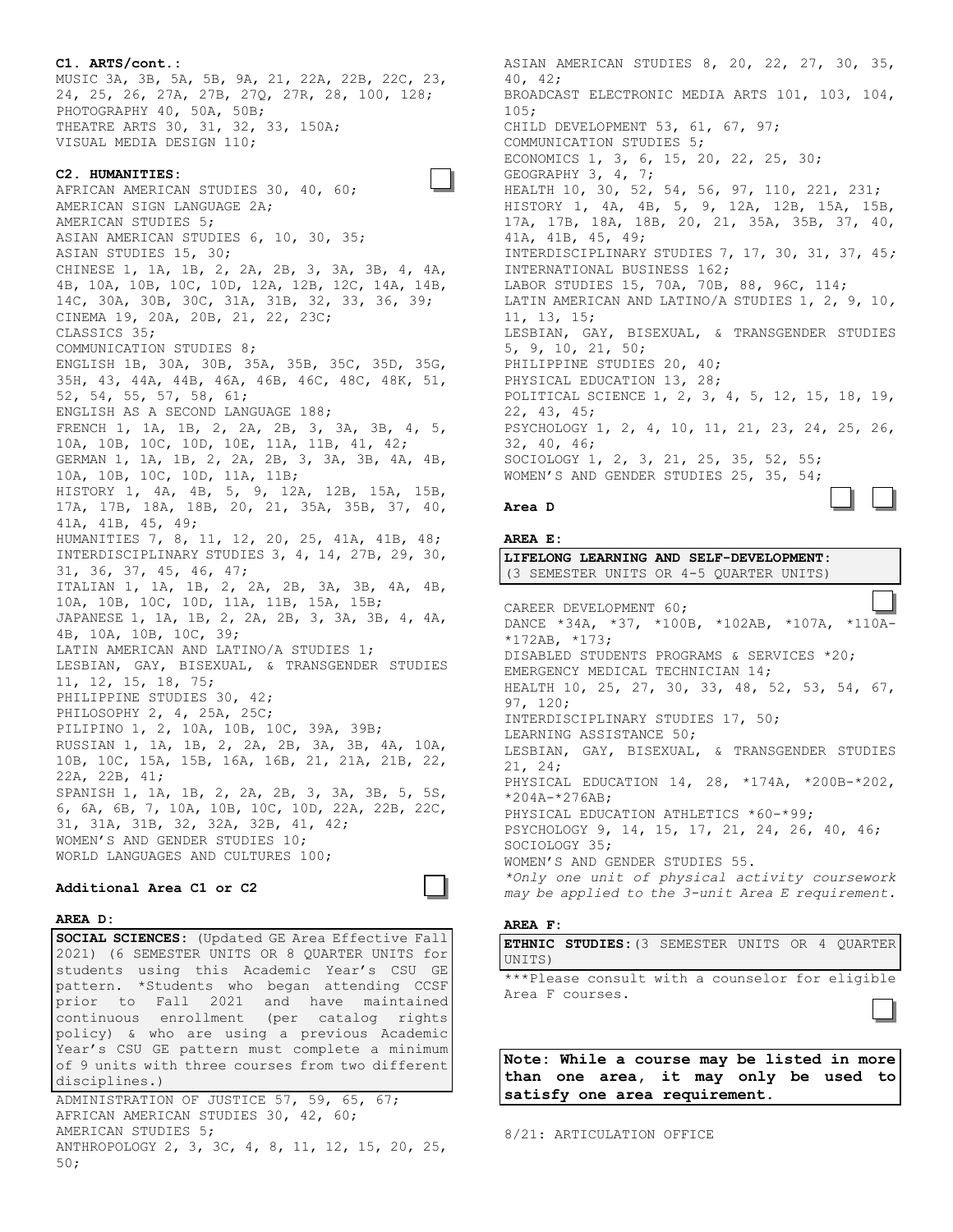**C1. ARTS/cont.:**

MUSIC 3A, 3B, 5A, 5B, 9A, 21, 22A, 22B, 22C, 23, 24, 25, 26, 27A, 27B, 27Q, 27R, 28, 100, 128;
PHOTOGRAPHY 40, 50A, 50B;
THEATRE ARTS 30, 31, 32, 33, 150A;
VISUAL MEDIA DESIGN 110;

**C2. HUMANITIES:**

AFRICAN AMERICAN STUDIES 30, 40, 60;
AMERICAN SIGN LANGUAGE 2A;
AMERICAN STUDIES 5;
ASIAN AMERICAN STUDIES 6, 10, 30, 35;
ASIAN STUDIES 15, 30;
CHINESE 1, 1A, 1B, 2, 2A, 2B, 3, 3A, 3B, 4, 4A, 4B, 10A, 10B, 10C, 10D, 12A, 12B, 12C, 14A, 14B, 14C, 30A, 30B, 30C, 31A, 31B, 32, 33, 36, 39;
CINEMA 19, 20A, 20B, 21, 22, 23C;
CLASSICS 35;
COMMUNICATION STUDIES 8;
ENGLISH 1B, 30A, 30B, 35A, 35B, 35C, 35D, 35G, 35H, 43, 44A, 44B, 46A, 46B, 46C, 48C, 48K, 51, 52, 54, 55, 57, 58, 61;
ENGLISH AS A SECOND LANGUAGE 188;
FRENCH 1, 1A, 1B, 2, 2A, 2B, 3, 3A, 3B, 4, 5, 10A, 10B, 10C, 10D, 10E, 11A, 11B, 41, 42;
GERMAN 1, 1A, 1B, 2, 2A, 2B, 3, 3A, 3B, 4A, 4B, 10A, 10B, 10C, 10D, 11A, 11B;
HISTORY 1, 4A, 4B, 5, 9, 12A, 12B, 15A, 15B, 17A, 17B, 18A, 18B, 20, 21, 35A, 35B, 37, 40, 41A, 41B, 45, 49;
HUMANITIES 7, 8, 11, 12, 20, 25, 41A, 41B, 48;
INTERDISCIPLINARY STUDIES 3, 4, 14, 27B, 29, 30, 31, 36, 37, 45, 46, 47;
ITALIAN 1, 1A, 1B, 2, 2A, 2B, 3A, 3B, 4A, 4B, 10A, 10B, 10C, 10D, 11A, 11B, 15A, 15B;
JAPANESE 1, 1A, 1B, 2, 2A, 2B, 3, 3A, 3B, 4, 4A, 4B, 10A, 10B, 10C, 39;
LATIN AMERICAN AND LATINO/A STUDIES 1;
LESBIAN, GAY, BISEXUAL, & TRANSGENDER STUDIES 11, 12, 15, 18, 75;
PHILIPPINE STUDIES 30, 42;
PHILOSOPHY 2, 4, 25A, 25C;
PILIPINO 1, 2, 10A, 10B, 10C, 39A, 39B;
RUSSIAN 1, 1A, 1B, 2, 2A, 2B, 3A, 3B, 4A, 10A, 10B, 10C, 15A, 15B, 16A, 16B, 21, 21A, 21B, 22, 22A, 22B, 41;
SPANISH 1, 1A, 1B, 2, 2A, 2B, 3, 3A, 3B, 5, 5S, 6, 6A, 6B, 7, 10A, 10B, 10C, 10D, 22A, 22B, 22C, 31, 31A, 31B, 32, 32A, 32B, 41, 42;
WOMEN'S AND GENDER STUDIES 10;
WORLD LANGUAGES AND CULTURES 100;

**Additional Area C1 or C2** ☐

**AREA D:**

**SOCIAL SCIENCES:** (Updated GE Area Effective Fall 2021) (6 SEMESTER UNITS OR 8 QUARTER UNITS for students using this Academic Year's CSU GE pattern. *Students who began attending CCSF prior to Fall 2021 and have maintained continuous enrollment (per catalog rights policy) & who are using a previous Academic Year's CSU GE pattern must complete a minimum of 9 units with three courses from two different disciplines.)

ADMINISTRATION OF JUSTICE 57, 59, 65, 67;
AFRICAN AMERICAN STUDIES 30, 42, 60;
AMERICAN STUDIES 5;
ANTHROPOLOGY 2, 3, 3C, 4, 8, 11, 12, 15, 20, 25, 50;
ASIAN AMERICAN STUDIES 8, 20, 22, 27, 30, 35, 40, 42;
BROADCAST ELECTRONIC MEDIA ARTS 101, 103, 104, 105;
CHILD DEVELOPMENT 53, 61, 67, 97;
COMMUNICATION STUDIES 5;
ECONOMICS 1, 3, 6, 15, 20, 22, 25, 30;
GEOGRAPHY 3, 4, 7;
HEALTH 10, 30, 52, 54, 56, 97, 110, 221, 231;
HISTORY 1, 4A, 4B, 5, 9, 12A, 12B, 15A, 15B, 17A, 17B, 18A, 18B, 20, 21, 35A, 35B, 37, 40, 41A, 41B, 45, 49;
INTERDISCIPLINARY STUDIES 7, 17, 30, 31, 37, 45;
INTERNATIONAL BUSINESS 162;
LABOR STUDIES 15, 70A, 70B, 88, 96C, 114;
LATIN AMERICAN AND LATINO/A STUDIES 1, 2, 9, 10, 11, 13, 15;
LESBIAN, GAY, BISEXUAL, & TRANSGENDER STUDIES 5, 9, 10, 21, 50;
PHILIPPINE STUDIES 20, 40;
PHYSICAL EDUCATION 13, 28;
POLITICAL SCIENCE 1, 2, 3, 4, 5, 12, 15, 18, 19, 22, 43, 45;
PSYCHOLOGY 1, 2, 4, 10, 11, 21, 23, 24, 25, 26, 32, 40, 46;
SOCIOLOGY 1, 2, 3, 21, 25, 35, 52, 55;
WOMEN'S AND GENDER STUDIES 25, 35, 54;

**Area D** ☐ ☐

**AREA E:**

**LIFELONG LEARNING AND SELF-DEVELOPMENT:** (3 SEMESTER UNITS OR 4-5 QUARTER UNITS)

CAREER DEVELOPMENT 60;
DANCE *34A, *37, *100B, *102AB, *107A, *110A-*172AB, *173;
DISABLED STUDENTS PROGRAMS & SERVICES *20;
EMERGENCY MEDICAL TECHNICIAN 14;
HEALTH 10, 25, 27, 30, 33, 48, 52, 53, 54, 67, 97, 120;
INTERDISCIPLINARY STUDIES 17, 50;
LEARNING ASSISTANCE 50;
LESBIAN, GAY, BISEXUAL, & TRANSGENDER STUDIES 21, 24;
PHYSICAL EDUCATION 14, 28, *174A, *200B-*202, *204A-*276AB;
PHYSICAL EDUCATION ATHLETICS *60-*99;
PSYCHOLOGY 9, 14, 15, 17, 21, 24, 26, 40, 46;
SOCIOLOGY 35;
WOMEN'S AND GENDER STUDIES 55.

*\*Only one unit of physical activity coursework may be applied to the 3-unit Area E requirement.*

**AREA F:**

**ETHNIC STUDIES:** (3 SEMESTER UNITS OR 4 QUARTER UNITS)

***Please consult with a counselor for eligible Area F courses.

**Note: While a course may be listed in more than one area, it may only be used to satisfy one area requirement.**

8/21: ARTICULATION OFFICE